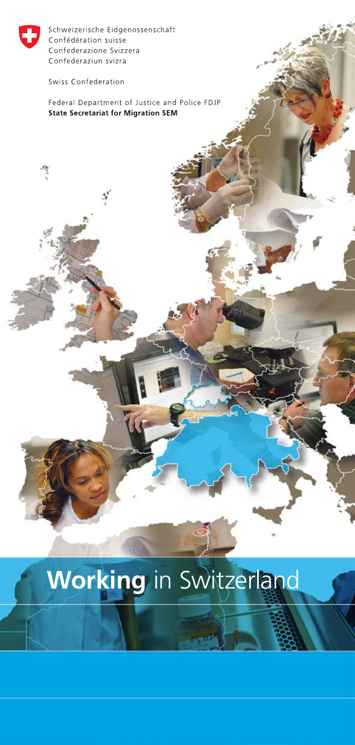Schweizerische Eidgenossenschaft
Confédération suisse
Confederazione Svizzera
Confederaziun svizra

Swiss Confederation

Federal Department of Justice and Police FDJP
**State Secretariat for Migration SEM**

# **Working** in Switzerland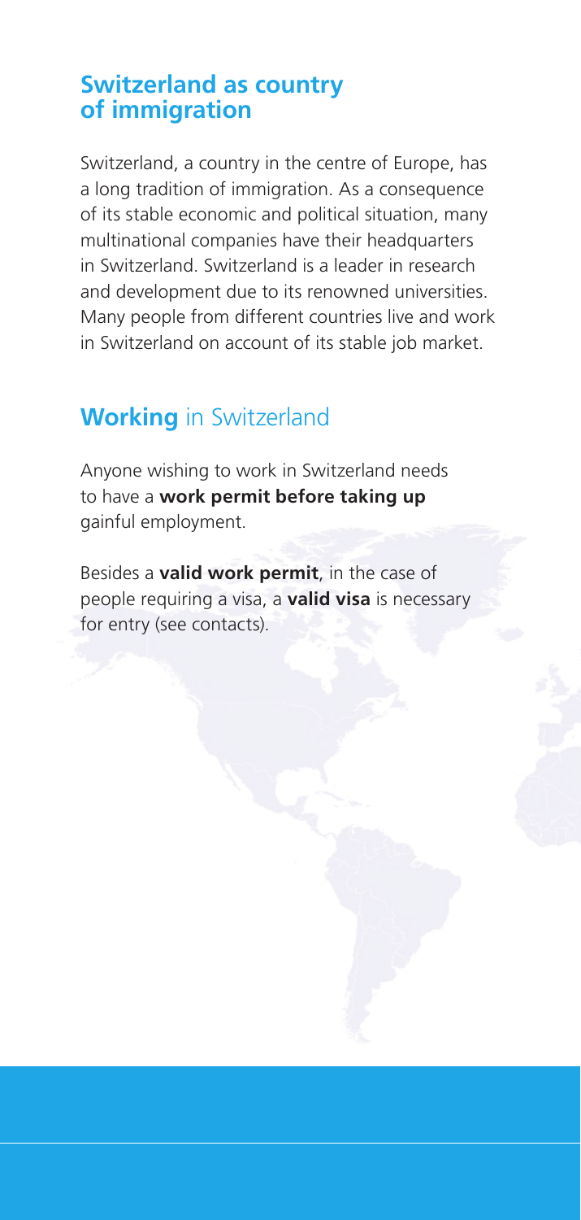## Switzerland as country of immigration

Switzerland, a country in the centre of Europe, has a long tradition of immigration. As a consequence of its stable economic and political situation, many multinational companies have their headquarters in Switzerland. Switzerland is a leader in research and development due to its renowned universities. Many people from different countries live and work in Switzerland on account of its stable job market.

## **Working** in Switzerland

Anyone wishing to work in Switzerland needs to have a **work permit before taking up** gainful employment.

Besides a **valid work permit**, in the case of people requiring a visa, a **valid visa** is necessary for entry (see contacts).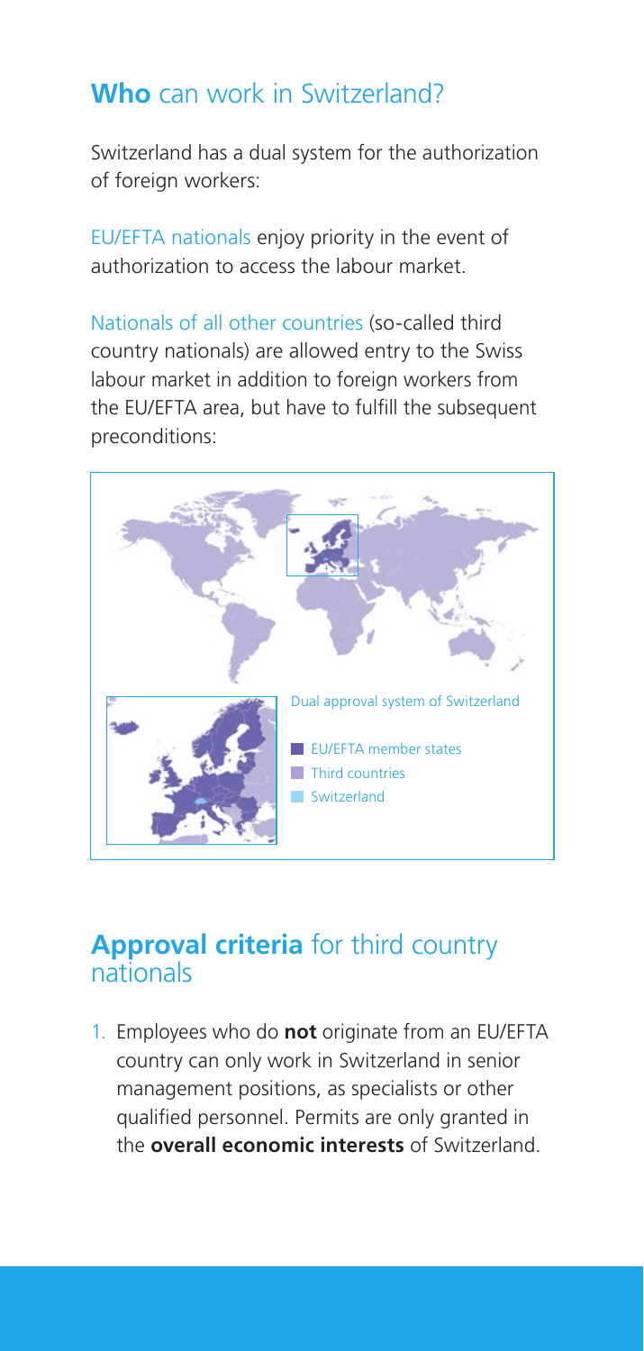## **Who** can work in Switzerland?

Switzerland has a dual system for the authorization of foreign workers:

EU/EFTA nationals enjoy priority in the event of authorization to access the labour market.

Nationals of all other countries (so-called third country nationals) are allowed entry to the Swiss labour market in addition to foreign workers from the EU/EFTA area, but have to fulfill the subsequent preconditions:

Dual approval system of Switzerland

- EU/EFTA member states
- Third countries
- Switzerland

## **Approval criteria** for third country nationals

1. Employees who do **not** originate from an EU/EFTA country can only work in Switzerland in senior management positions, as specialists or other qualified personnel. Permits are only granted in the **overall economic interests** of Switzerland.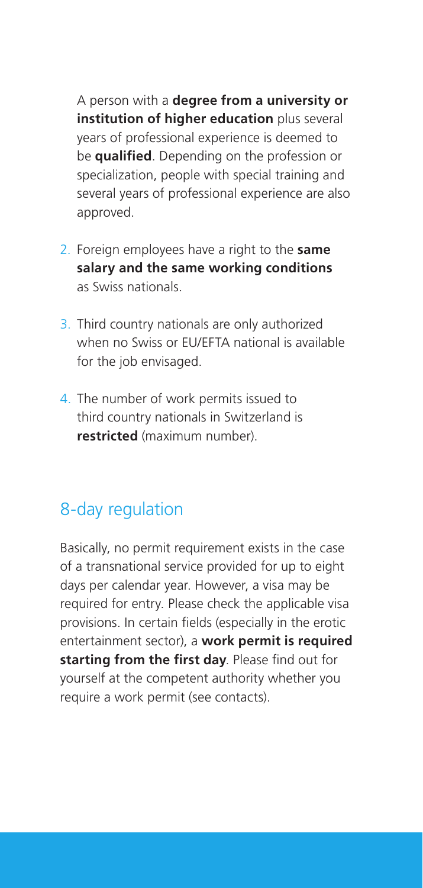A person with a **degree from a university or institution of higher education** plus several years of professional experience is deemed to be **qualified**. Depending on the profession or specialization, people with special training and several years of professional experience are also approved.

2. Foreign employees have a right to the **same salary and the same working conditions** as Swiss nationals.
3. Third country nationals are only authorized when no Swiss or EU/EFTA national is available for the job envisaged.
4. The number of work permits issued to third country nationals in Switzerland is **restricted** (maximum number).

## 8-day regulation

Basically, no permit requirement exists in the case of a transnational service provided for up to eight days per calendar year. However, a visa may be required for entry. Please check the applicable visa provisions. In certain fields (especially in the erotic entertainment sector), a **work permit is required starting from the first day**. Please find out for yourself at the competent authority whether you require a work permit (see contacts).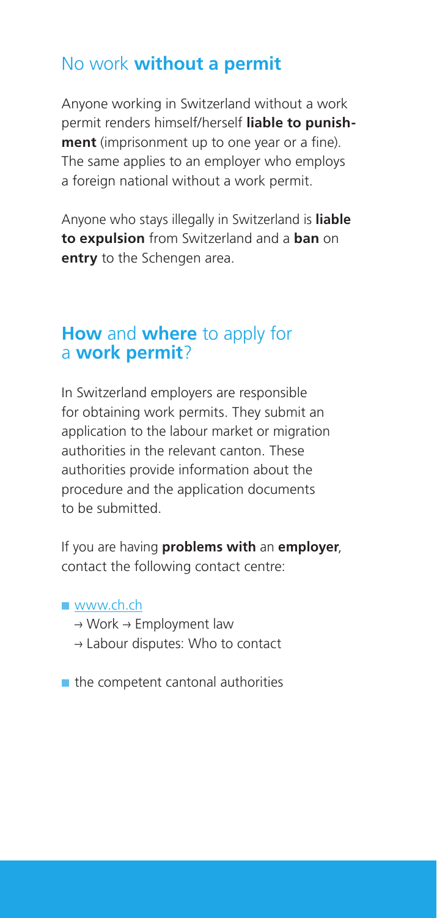## No work **without a permit**

Anyone working in Switzerland without a work permit renders himself/herself **liable to punishment** (imprisonment up to one year or a fine). The same applies to an employer who employs a foreign national without a work permit.

Anyone who stays illegally in Switzerland is **liable to expulsion** from Switzerland and a **ban** on **entry** to the Schengen area.

## **How** and **where** to apply for a **work permit**?

In Switzerland employers are responsible for obtaining work permits. They submit an application to the labour market or migration authorities in the relevant canton. These authorities provide information about the procedure and the application documents to be submitted.

If you are having **problems with** an **employer**, contact the following contact centre:

- www.ch.ch
  → Work → Employment law
  → Labour disputes: Who to contact
- the competent cantonal authorities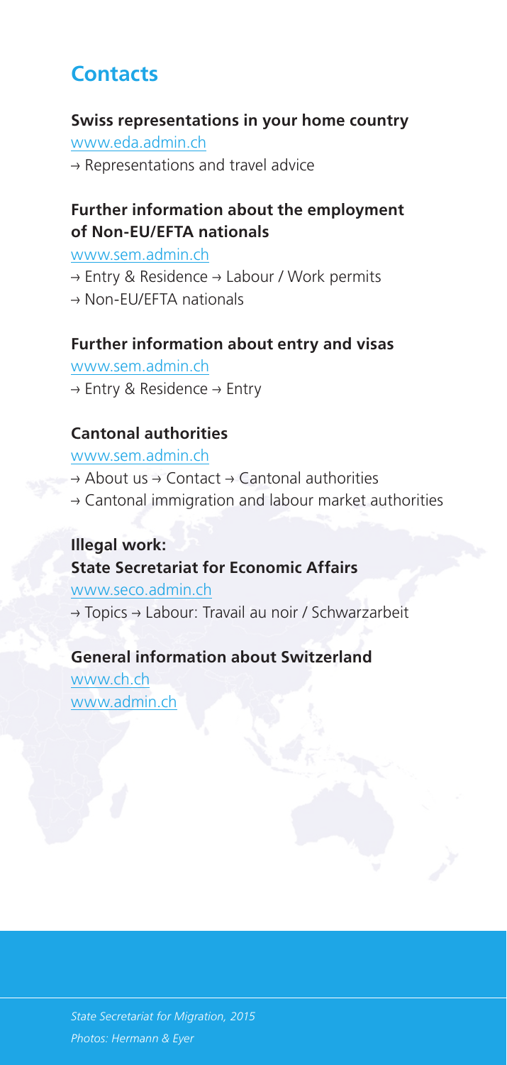# Contacts

**Swiss representations in your home country**

www.eda.admin.ch

→ Representations and travel advice

**Further information about the employment of Non-EU/EFTA nationals**

www.sem.admin.ch

→ Entry & Residence → Labour / Work permits

→ Non-EU/EFTA nationals

**Further information about entry and visas**

www.sem.admin.ch

→ Entry & Residence → Entry

**Cantonal authorities**

www.sem.admin.ch

→ About us → Contact → Cantonal authorities

→ Cantonal immigration and labour market authorities

**Illegal work:**
**State Secretariat for Economic Affairs**

www.seco.admin.ch

→ Topics → Labour: Travail au noir / Schwarzarbeit

**General information about Switzerland**

www.ch.ch

www.admin.ch

*State Secretariat for Migration, 2015*

*Photos: Hermann & Eyer*